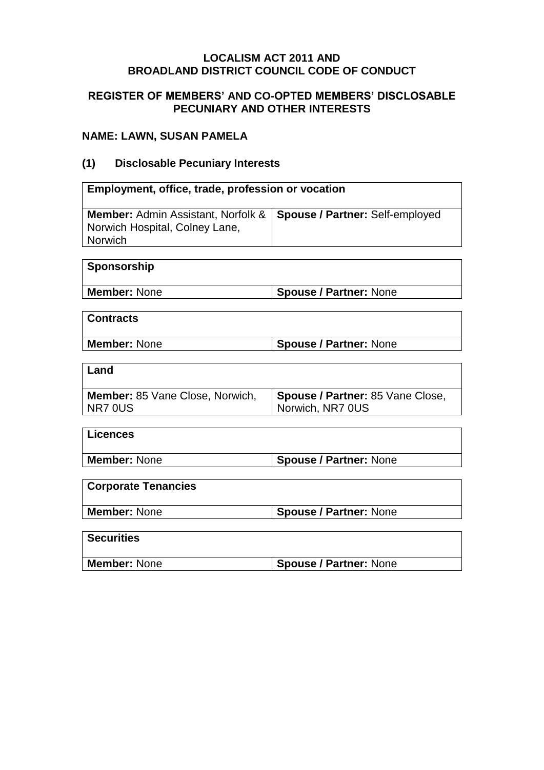# LOCALISM ACT 2011 AND BROADLAND DISTRICT COUNCIL CODE OF CONDUCT

## REGISTER OF MEMBERS' AND CO-OPTED MEMBERS' DISCLOSABLE PECUNIARY AND OTHER INTERESTS

### NAME: LAWN, SUSAN PAMELA

### (1) Disclosable Pecuniary Interests

| Employment, office, trade, profession or vocation | |
|---|---|
| **Member:** Admin Assistant, Norfolk & Norwich Hospital, Colney Lane, Norwich | **Spouse / Partner:** Self-employed |

| Sponsorship | |
|---|---|
| **Member:** None | **Spouse / Partner:** None |

| Contracts | |
|---|---|
| **Member:** None | **Spouse / Partner:** None |

| Land | |
|---|---|
| **Member:** 85 Vane Close, Norwich, NR7 0US | **Spouse / Partner:** 85 Vane Close, Norwich, NR7 0US |

| Licences | |
|---|---|
| **Member:** None | **Spouse / Partner:** None |

| Corporate Tenancies | |
|---|---|
| **Member:** None | **Spouse / Partner:** None |

| Securities | |
|---|---|
| **Member:** None | **Spouse / Partner:** None |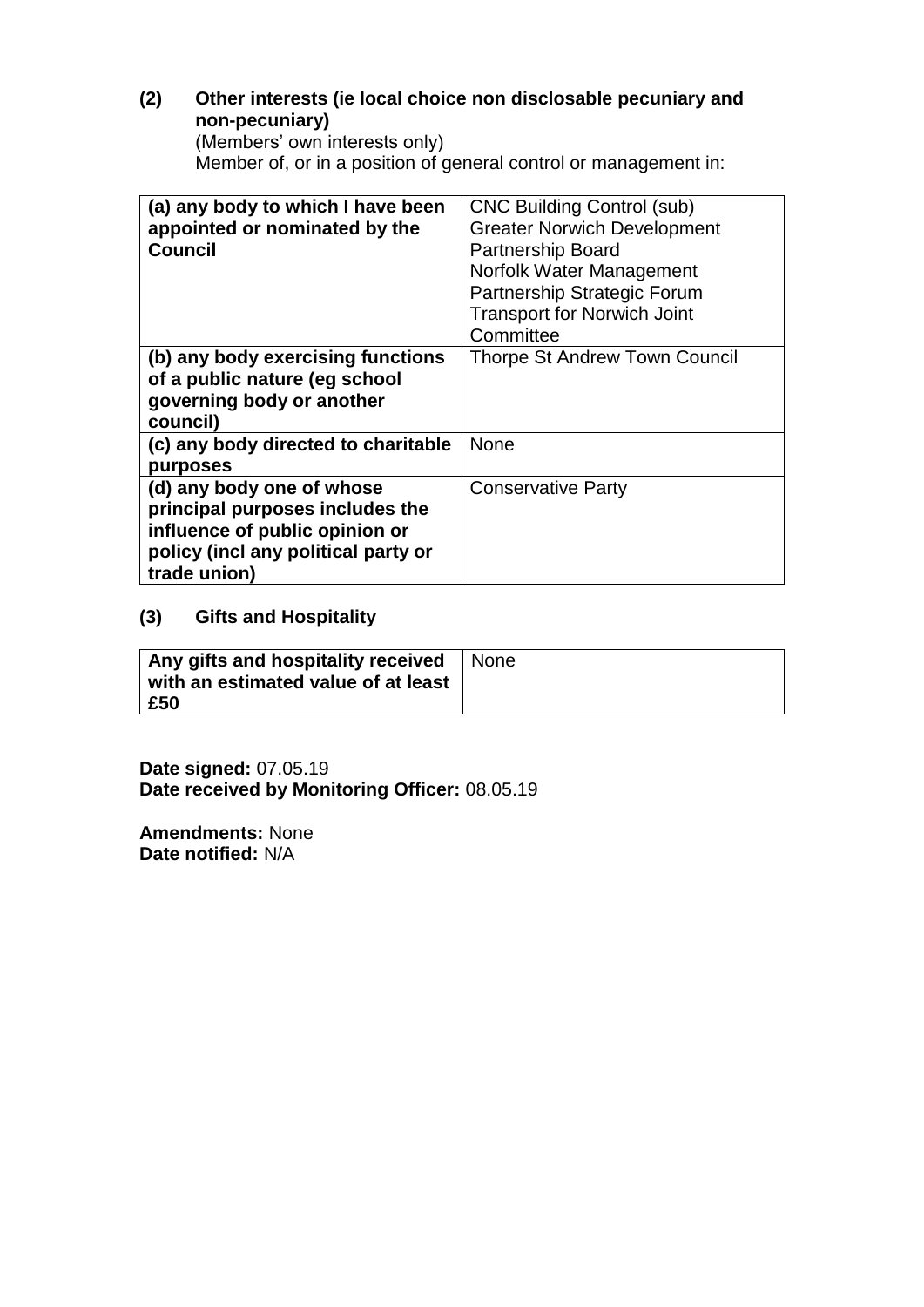**(2) Other interests (ie local choice non disclosable pecuniary and non-pecuniary)**

(Members' own interests only)
Member of, or in a position of general control or management in:

| | |
|---|---|
| **(a) any body to which I have been appointed or nominated by the Council** | CNC Building Control (sub)<br>Greater Norwich Development Partnership Board<br>Norfolk Water Management Partnership Strategic Forum<br>Transport for Norwich Joint Committee |
| **(b) any body exercising functions of a public nature (eg school governing body or another council)** | Thorpe St Andrew Town Council |
| **(c) any body directed to charitable purposes** | None |
| **(d) any body one of whose principal purposes includes the influence of public opinion or policy (incl any political party or trade union)** | Conservative Party |

**(3) Gifts and Hospitality**

| | |
|---|---|
| **Any gifts and hospitality received with an estimated value of at least £50** | None |

**Date signed:** 07.05.19
**Date received by Monitoring Officer:** 08.05.19

**Amendments:** None
**Date notified:** N/A